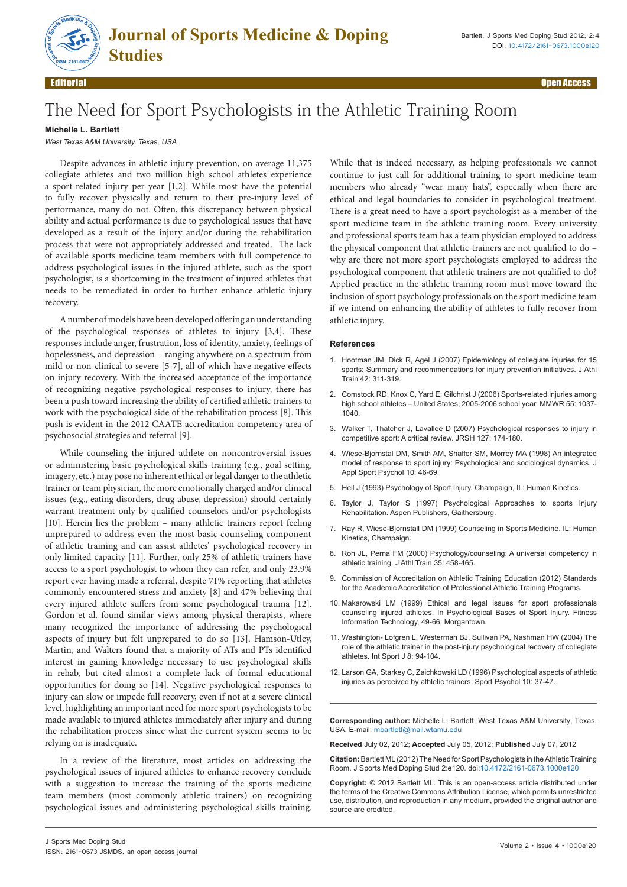Editorial

Open Access

# The Need for Sport Psychologists in the Athletic Training Room

**Michelle L. Bartlett**

*West Texas A&M University, Texas, USA*

Despite advances in athletic injury prevention, on average 11,375 collegiate athletes and two million high school athletes experience a sport-related injury per year [1,2]. While most have the potential to fully recover physically and return to their pre-injury level of performance, many do not. Often, this discrepancy between physical ability and actual performance is due to psychological issues that have developed as a result of the injury and/or during the rehabilitation process that were not appropriately addressed and treated. The lack of available sports medicine team members with full competence to address psychological issues in the injured athlete, such as the sport psychologist, is a shortcoming in the treatment of injured athletes that needs to be remediated in order to further enhance athletic injury recovery.

A number of models have been developed offering an understanding of the psychological responses of athletes to injury [3,4]. These responses include anger, frustration, loss of identity, anxiety, feelings of hopelessness, and depression – ranging anywhere on a spectrum from mild or non-clinical to severe [5-7], all of which have negative effects on injury recovery. With the increased acceptance of the importance of recognizing negative psychological responses to injury, there has been a push toward increasing the ability of certified athletic trainers to work with the psychological side of the rehabilitation process [8]. This push is evident in the 2012 CAATE accreditation competency area of psychosocial strategies and referral [9].

While counseling the injured athlete on noncontroversial issues or administering basic psychological skills training (e.g., goal setting, imagery, etc.) may pose no inherent ethical or legal danger to the athletic trainer or team physician, the more emotionally charged and/or clinical issues (e.g., eating disorders, drug abuse, depression) should certainly warrant treatment only by qualified counselors and/or psychologists [10]. Herein lies the problem – many athletic trainers report feeling unprepared to address even the most basic counseling component of athletic training and can assist athletes' psychological recovery in only limited capacity [11]. Further, only 25% of athletic trainers have access to a sport psychologist to whom they can refer, and only 23.9% report ever having made a referral, despite 71% reporting that athletes commonly encountered stress and anxiety [8] and 47% believing that every injured athlete suffers from some psychological trauma [12]. Gordon et al. found similar views among physical therapists, where many recognized the importance of addressing the psychological aspects of injury but felt unprepared to do so [13]. Hamson-Utley, Martin, and Walters found that a majority of ATs and PTs identified interest in gaining knowledge necessary to use psychological skills in rehab, but cited almost a complete lack of formal educational opportunities for doing so [14]. Negative psychological responses to injury can slow or impede full recovery, even if not at a severe clinical level, highlighting an important need for more sport psychologists to be made available to injured athletes immediately after injury and during the rehabilitation process since what the current system seems to be relying on is inadequate.

In a review of the literature, most articles on addressing the psychological issues of injured athletes to enhance recovery conclude with a suggestion to increase the training of the sports medicine team members (most commonly athletic trainers) on recognizing psychological issues and administering psychological skills training. While that is indeed necessary, as helping professionals we cannot continue to just call for additional training to sport medicine team members who already "wear many hats", especially when there are ethical and legal boundaries to consider in psychological treatment. There is a great need to have a sport psychologist as a member of the sport medicine team in the athletic training room. Every university and professional sports team has a team physician employed to address the physical component that athletic trainers are not qualified to do – why are there not more sport psychologists employed to address the psychological component that athletic trainers are not qualified to do? Applied practice in the athletic training room must move toward the inclusion of sport psychology professionals on the sport medicine team if we intend on enhancing the ability of athletes to fully recover from athletic injury.

## References

1. Hootman JM, Dick R, Agel J (2007) Epidemiology of collegiate injuries for 15 sports: Summary and recommendations for injury prevention initiatives. J Athl Train 42: 311-319.
2. Comstock RD, Knox C, Yard E, Gilchrist J (2006) Sports-related injuries among high school athletes – United States, 2005-2006 school year. MMWR 55: 1037-1040.
3. Walker T, Thatcher J, Lavallee D (2007) Psychological responses to injury in competitive sport: A critical review. JRSH 127: 174-180.
4. Wiese-Bjornstal DM, Smith AM, Shaffer SM, Morrey MA (1998) An integrated model of response to sport injury: Psychological and sociological dynamics. J Appl Sport Psychol 10: 46-69.
5. Heil J (1993) Psychology of Sport Injury. Champaign, IL: Human Kinetics.
6. Taylor J, Taylor S (1997) Psychological Approaches to sports Injury Rehabilitation. Aspen Publishers, Gaithersburg.
7. Ray R, Wiese-Bjornstall DM (1999) Counseling in Sports Medicine. IL: Human Kinetics, Champaign.
8. Roh JL, Perna FM (2000) Psychology/counseling: A universal competency in athletic training. J Athl Train 35: 458-465.
9. Commission of Accreditation on Athletic Training Education (2012) Standards for the Academic Accreditation of Professional Athletic Training Programs.
10. Makarowski LM (1999) Ethical and legal issues for sport professionals counseling injured athletes. In Psychological Bases of Sport Injury. Fitness Information Technology, 49-66, Morgantown.
11. Washington- Lofgren L, Westerman BJ, Sullivan PA, Nashman HW (2004) The role of the athletic trainer in the post-injury psychological recovery of collegiate athletes. Int Sport J 8: 94-104.
12. Larson GA, Starkey C, Zaichkowski LD (1996) Psychological aspects of athletic injuries as perceived by athletic trainers. Sport Psychol 10: 37-47.

**Corresponding author:** Michelle L. Bartlett, West Texas A&M University, Texas, USA, E-mail: mbartlett@mail.wtamu.edu

**Received** July 02, 2012; **Accepted** July 05, 2012; **Published** July 07, 2012

**Citation:** Bartlett ML (2012) The Need for Sport Psychologists in the Athletic Training Room. J Sports Med Doping Stud 2:e120. doi:10.4172/2161-0673.1000e120

**Copyright:** © 2012 Bartlett ML. This is an open-access article distributed under the terms of the Creative Commons Attribution License, which permits unrestricted use, distribution, and reproduction in any medium, provided the original author and source are credited.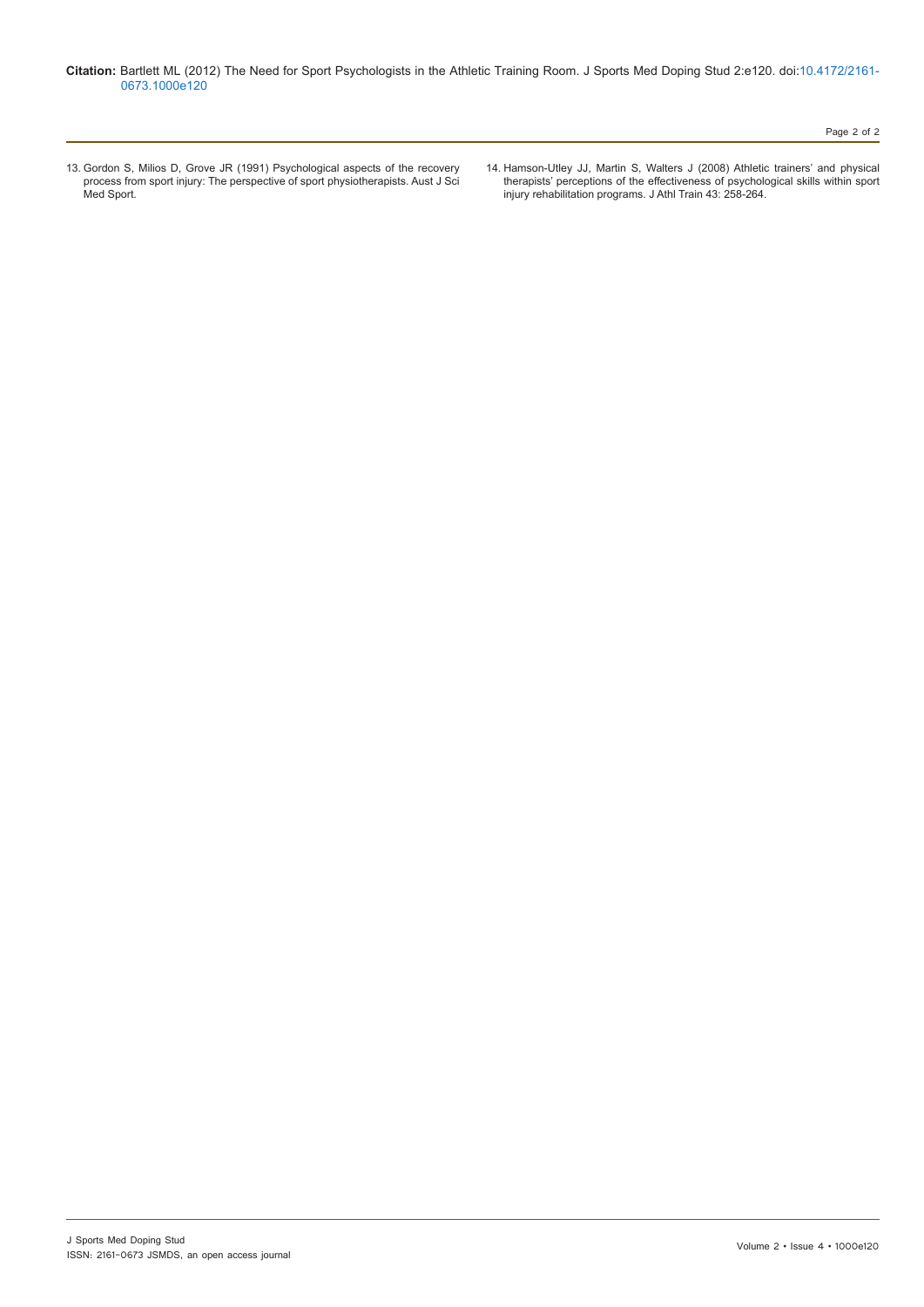13. Gordon S, Milios D, Grove JR (1991) Psychological aspects of the recovery process from sport injury: The perspective of sport physiotherapists. Aust J Sci Med Sport.

14. Hamson-Utley JJ, Martin S, Walters J (2008) Athletic trainers' and physical therapists' perceptions of the effectiveness of psychological skills within sport injury rehabilitation programs. J Athl Train 43: 258-264.